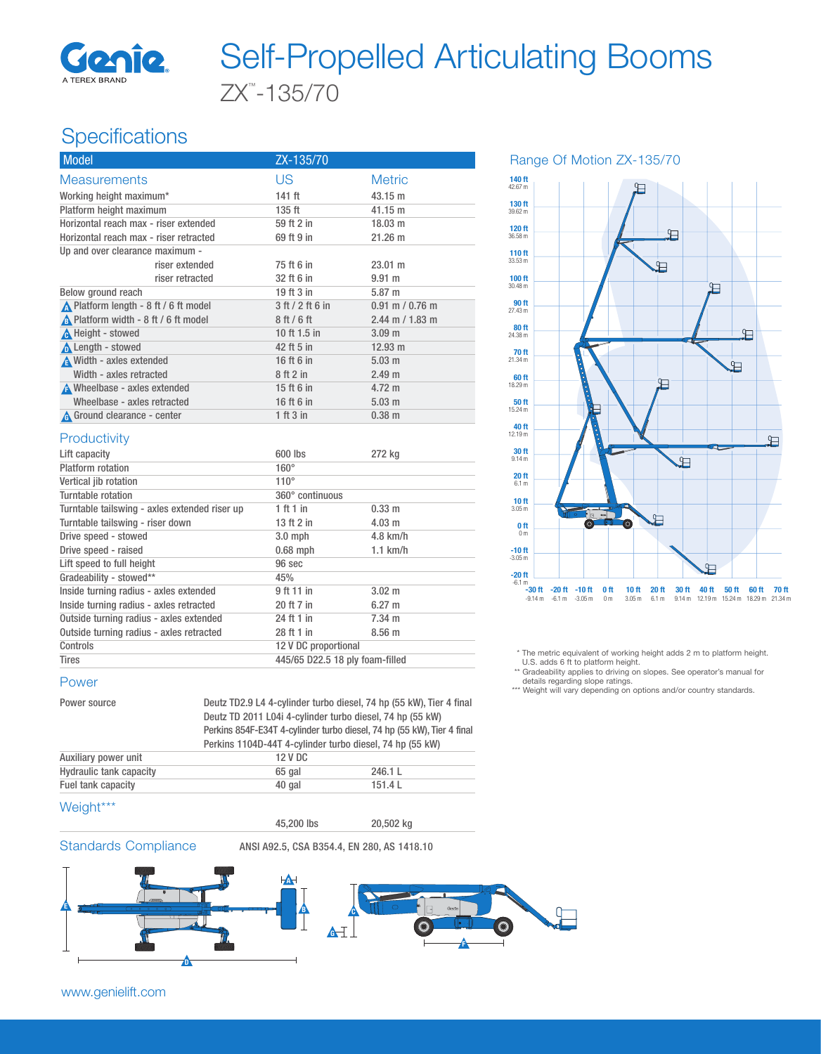# Self-Propelled Articulating Booms

## ZX™-135/70

## Specifications

| Model | ZX-135/70 | |
|---|---|---|
| **Measurements** | **US** | **Metric** |
| Working height maximum* | 141 ft | 43.15 m |
| Platform height maximum | 135 ft | 41.15 m |
| Horizontal reach max - riser extended | 59 ft 2 in | 18.03 m |
| Horizontal reach max - riser retracted | 69 ft 9 in | 21.26 m |
| Up and over clearance maximum - | | |
| riser extended | 75 ft 6 in | 23.01 m |
| riser retracted | 32 ft 6 in | 9.91 m |
| Below ground reach | 19 ft 3 in | 5.87 m |
| A Platform length - 8 ft / 6 ft model | 3 ft / 2 ft 6 in | 0.91 m / 0.76 m |
| B Platform width - 8 ft / 6 ft model | 8 ft / 6 ft | 2.44 m / 1.83 m |
| C Height - stowed | 10 ft 1.5 in | 3.09 m |
| D Length - stowed | 42 ft 5 in | 12.93 m |
| E Width - axles extended | 16 ft 6 in | 5.03 m |
| Width - axles retracted | 8 ft 2 in | 2.49 m |
| F Wheelbase - axles extended | 15 ft 6 in | 4.72 m |
| Wheelbase - axles retracted | 16 ft 6 in | 5.03 m |
| G Ground clearance - center | 1 ft 3 in | 0.38 m |

### Productivity

| | | |
|---|---|---|
| Lift capacity | 600 lbs | 272 kg |
| Platform rotation | 160° | |
| Vertical jib rotation | 110° | |
| Turntable rotation | 360° continuous | |
| Turntable tailswing - axles extended riser up | 1 ft 1 in | 0.33 m |
| Turntable tailswing - riser down | 13 ft 2 in | 4.03 m |
| Drive speed - stowed | 3.0 mph | 4.8 km/h |
| Drive speed - raised | 0.68 mph | 1.1 km/h |
| Lift speed to full height | 96 sec | |
| Gradeability - stowed** | 45% | |
| Inside turning radius - axles extended | 9 ft 11 in | 3.02 m |
| Inside turning radius - axles retracted | 20 ft 7 in | 6.27 m |
| Outside turning radius - axles extended | 24 ft 1 in | 7.34 m |
| Outside turning radius - axles retracted | 28 ft 1 in | 8.56 m |
| Controls | 12 V DC proportional | |
| Tires | 445/65 D22.5 18 ply foam-filled | |

### Power

| | | |
|---|---|---|
| Power source | Deutz TD2.9 L4 4-cylinder turbo diesel, 74 hp (55 kW), Tier 4 final<br>Deutz TD 2011 L04i 4-cylinder turbo diesel, 74 hp (55 kW)<br>Perkins 854F-E34T 4-cylinder turbo diesel, 74 hp (55 kW), Tier 4 final<br>Perkins 1104D-44T 4-cylinder turbo diesel, 74 hp (55 kW) | |
| Auxiliary power unit | 12 V DC | |
| Hydraulic tank capacity | 65 gal | 246.1 L |
| Fuel tank capacity | 40 gal | 151.4 L |

### Weight***

| | |
|---|---|
| 45,200 lbs | 20,502 kg |

### Standards Compliance

ANSI A92.5, CSA B354.4, EN 280, AS 1418.10

### Range Of Motion ZX-135/70

\* The metric equivalent of working height adds 2 m to platform height. U.S. adds 6 ft to platform height.
\*\* Gradeability applies to driving on slopes. See operator's manual for details regarding slope ratings.
\*\*\* Weight will vary depending on options and/or country standards.

www.genielift.com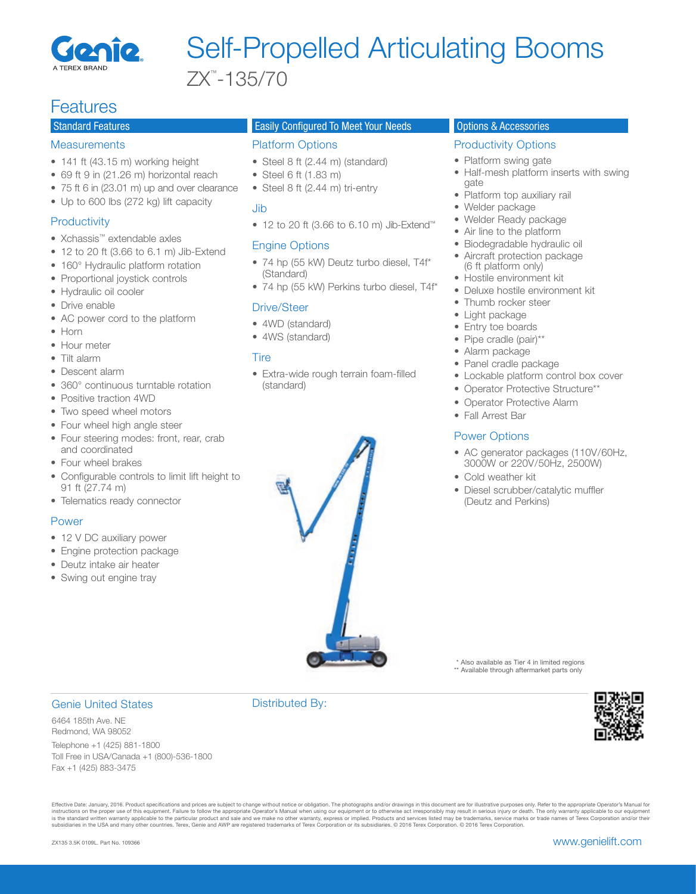# Self-Propelled Articulating Booms

ZX™-135/70

## Features

### Standard Features

#### Measurements

- 141 ft (43.15 m) working height
- 69 ft 9 in (21.26 m) horizontal reach
- 75 ft 6 in (23.01 m) up and over clearance
- Up to 600 lbs (272 kg) lift capacity

#### Productivity

- Xchassis™ extendable axles
- 12 to 20 ft (3.66 to 6.1 m) Jib-Extend
- 160° Hydraulic platform rotation
- Proportional joystick controls
- Hydraulic oil cooler
- Drive enable
- AC power cord to the platform
- Horn
- Hour meter
- Tilt alarm
- Descent alarm
- 360° continuous turntable rotation
- Positive traction 4WD
- Two speed wheel motors
- Four wheel high angle steer
- Four steering modes: front, rear, crab and coordinated
- Four wheel brakes
- Configurable controls to limit lift height to 91 ft (27.74 m)
- Telematics ready connector

#### Power

- 12 V DC auxiliary power
- Engine protection package
- Deutz intake air heater
- Swing out engine tray

### Easily Configured To Meet Your Needs

#### Platform Options

- Steel 8 ft (2.44 m) (standard)
- Steel 6 ft (1.83 m)
- Steel 8 ft (2.44 m) tri-entry

#### Jib

- 12 to 20 ft (3.66 to 6.10 m) Jib-Extend™

#### Engine Options

- 74 hp (55 kW) Deutz turbo diesel, T4f* (Standard)
- 74 hp (55 kW) Perkins turbo diesel, T4f*

#### Drive/Steer

- 4WD (standard)
- 4WS (standard)

#### Tire

- Extra-wide rough terrain foam-filled (standard)

### Options & Accessories

#### Productivity Options

- Platform swing gate
- Half-mesh platform inserts with swing gate
- Platform top auxiliary rail
- Welder package
- Welder Ready package
- Air line to the platform
- Biodegradable hydraulic oil
- Aircraft protection package (6 ft platform only)
- Hostile environment kit
- Deluxe hostile environment kit
- Thumb rocker steer
- Light package
- Entry toe boards
- Pipe cradle (pair)**
- Alarm package
- Panel cradle package
- Lockable platform control box cover
- Operator Protective Structure**
- Operator Protective Alarm
- Fall Arrest Bar

#### Power Options

- AC generator packages (110V/60Hz, 3000W or 220V/50Hz, 2500W)
- Cold weather kit
- Diesel scrubber/catalytic muffler (Deutz and Perkins)

\* Also available as Tier 4 in limited regions
** Available through aftermarket parts only

### Genie United States

6464 185th Ave. NE
Redmond, WA 98052

Telephone +1 (425) 881-1800
Toll Free in USA/Canada +1 (800)-536-1800
Fax +1 (425) 883-3475

Distributed By:

Effective Date: January, 2016. Product specifications and prices are subject to change without notice or obligation. The photographs and/or drawings in this document are for illustrative purposes only. Refer to the appropriate Operator's Manual for instructions on the proper use of this equipment. Failure to follow the appropriate Operator's Manual when using our equipment or to otherwise act irresponsibly may result in serious injury or death. The only warranty applicable to our equipment is the standard written warranty applicable to the particular product and sale and we make no other warranty, express or implied. Products and services listed may be trademarks, service marks or trade names of Terex Corporation and/or their subsidiaries in the USA and many other countries. Terex, Genie and AWP are registered trademarks of Terex Corporation or its subsidiaries. © 2016 Terex Corporation. © 2016 Terex Corporation.

ZX135 3.5K 0109L. Part No. 109366

www.genielift.com